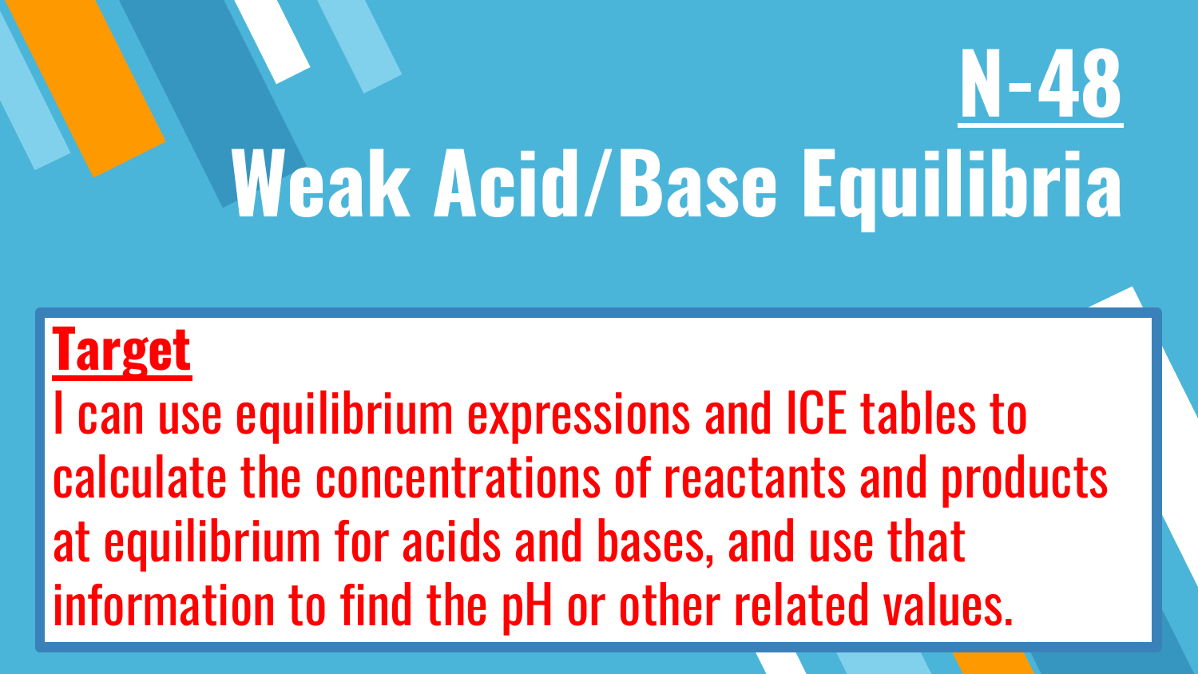# N-48

# Weak Acid/Base Equilibria

**Target**

I can use equilibrium expressions and ICE tables to calculate the concentrations of reactants and products at equilibrium for acids and bases, and use that information to find the pH or other related values.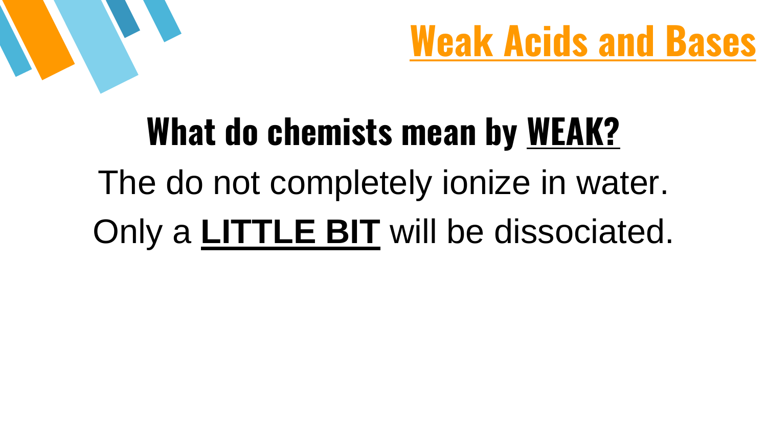# Weak Acids and Bases

## What do chemists mean by WEAK?

The do not completely ionize in water.

Only a **LITTLE BIT** will be dissociated.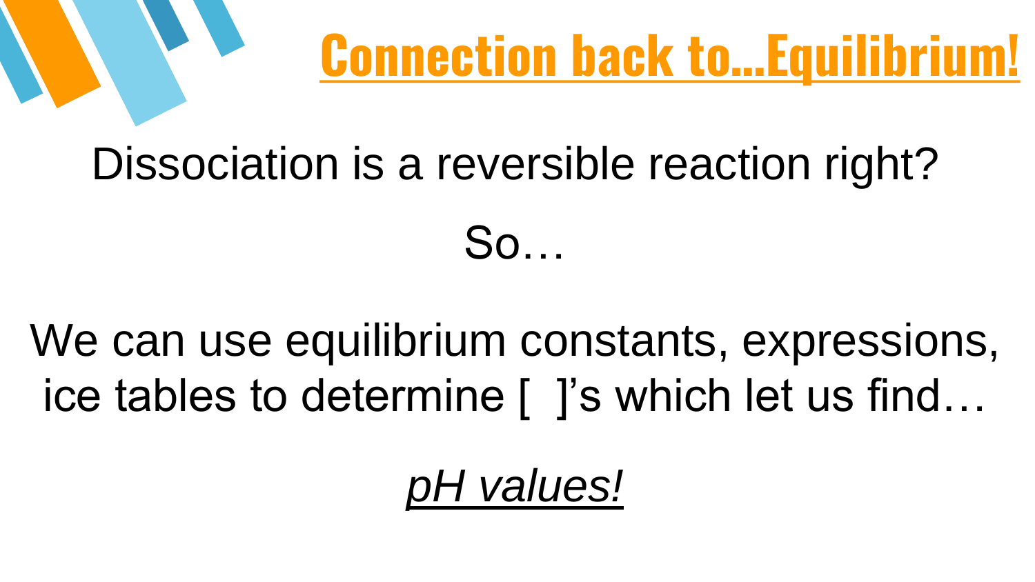# Connection back to…Equilibrium!

Dissociation is a reversible reaction right?

So…

We can use equilibrium constants, expressions, ice tables to determine [ ]'s which let us find…

*pH values!*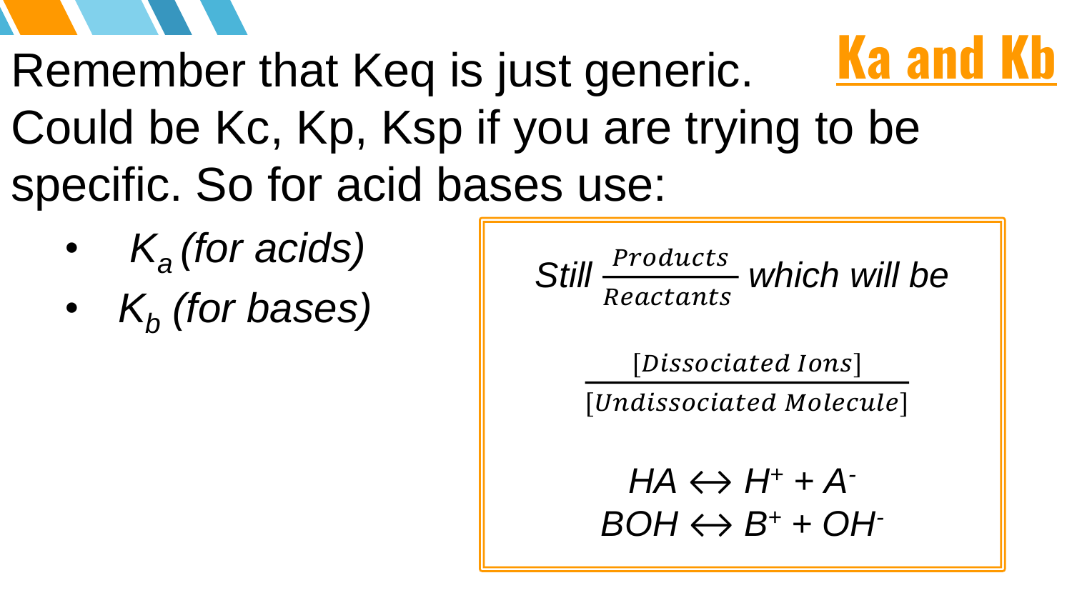# Ka and Kb

Remember that Keq is just generic. Could be Kc, Kp, Ksp if you are trying to be specific. So for acid bases use:

- $K_a$ *(for acids)*
- $K_b$ *(for bases)*

*Still* $\frac{Products}{Reactants}$ *which will be*

$$\frac{[Dissociated\ Ions]}{[Undissociated\ Molecule]}$$

$$HA \leftrightarrow H^+ + A^-$$

$$BOH \leftrightarrow B^+ + OH^-$$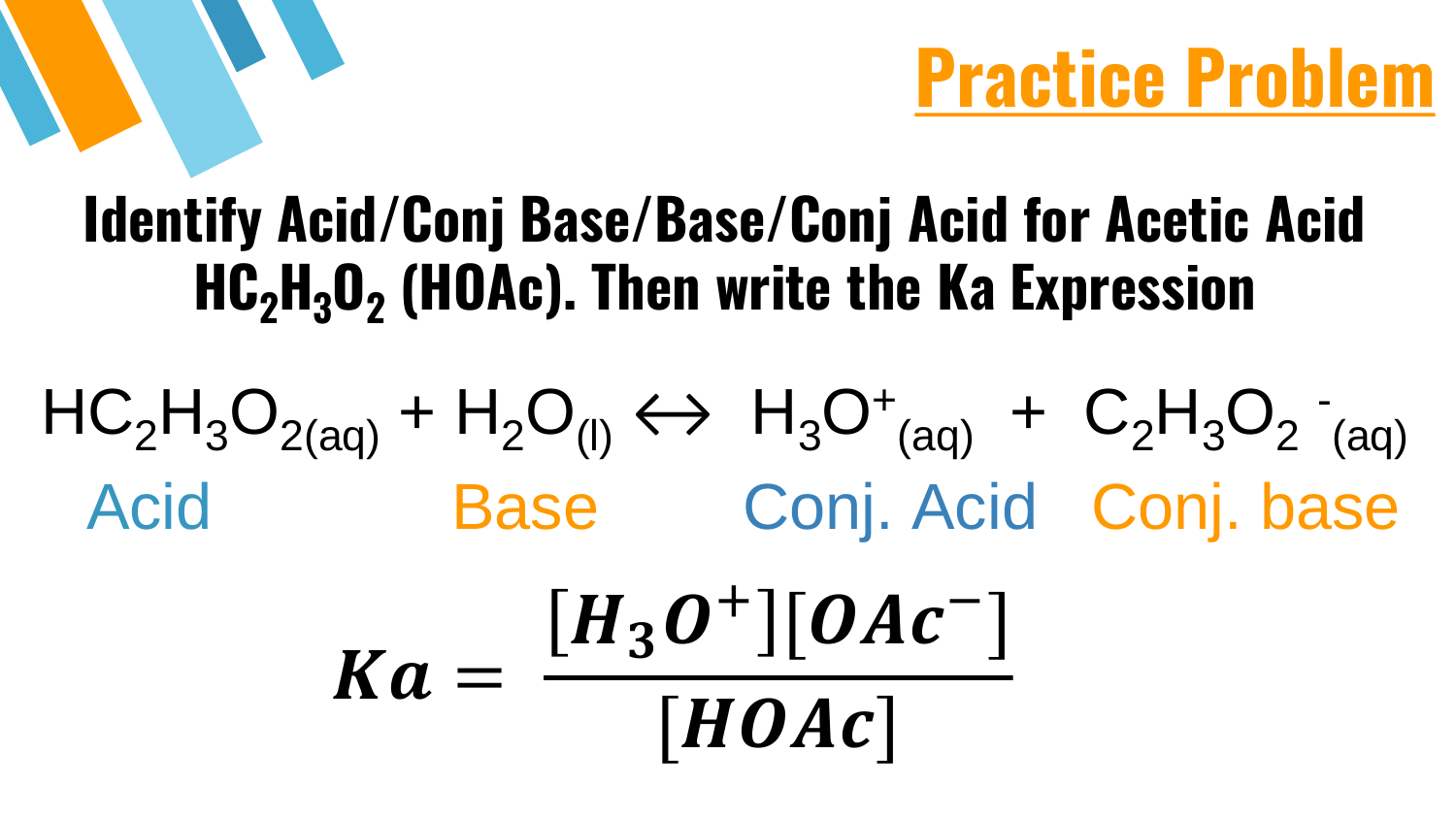## Practice Problem

### Identify Acid/Conj Base/Base/Conj Acid for Acetic Acid $HC_2H_3O_2$ (HOAc). Then write the Ka Expression

$$HC_2H_3O_{2(aq)} + H_2O_{(l)} \leftrightarrow H_3O^+_{(aq)} + C_2H_3O_2{}^-_{(aq)}$$

| $HC_2H_3O_{2(aq)}$ | $H_2O_{(l)}$ | $H_3O^+_{(aq)}$ | $C_2H_3O_2{}^-_{(aq)}$ |
| --- | --- | --- | --- |
| Acid | Base | Conj. Acid | Conj. base |

$$Ka = \frac{[H_3O^+][OAc^-]}{[HOAc]}$$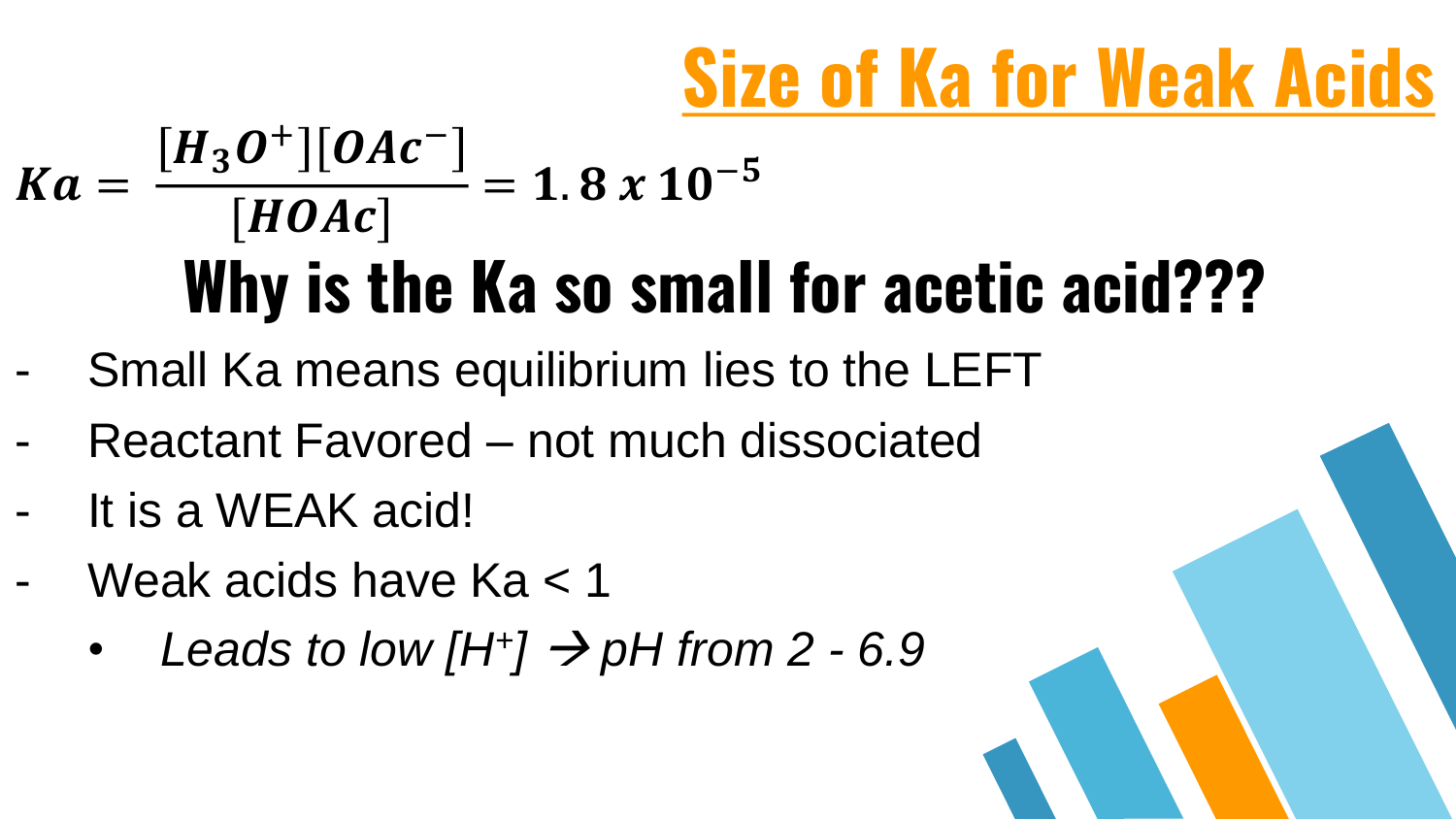# Size of Ka for Weak Acids

$$Ka = \frac{[H_3O^+][OAc^-]}{[HOAc]} = 1.8 \times 10^{-5}$$

## Why is the Ka so small for acetic acid???

- Small Ka means equilibrium lies to the LEFT
- Reactant Favored – not much dissociated
- It is a WEAK acid!
- Weak acids have Ka < 1
  - *Leads to low $[H^+]$ → pH from 2 - 6.9*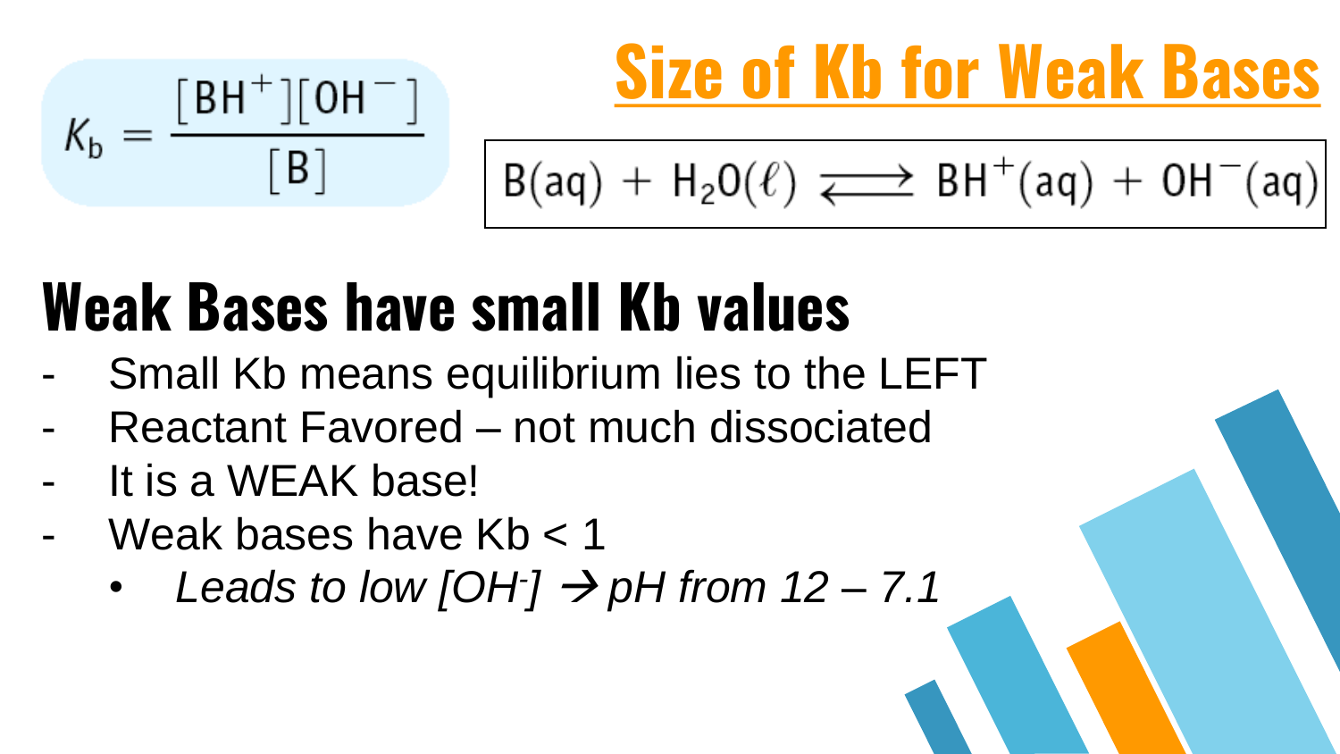# Size of Kb for Weak Bases

$$K_b = \frac{[BH^+][OH^-]}{[B]}$$

$$B(aq) + H_2O(\ell) \rightleftharpoons BH^+(aq) + OH^-(aq)$$

## Weak Bases have small Kb values

- Small Kb means equilibrium lies to the LEFT
- Reactant Favored – not much dissociated
- It is a WEAK base!
- Weak bases have Kb < 1
  - *Leads to low [$OH^-$] → pH from 12 – 7.1*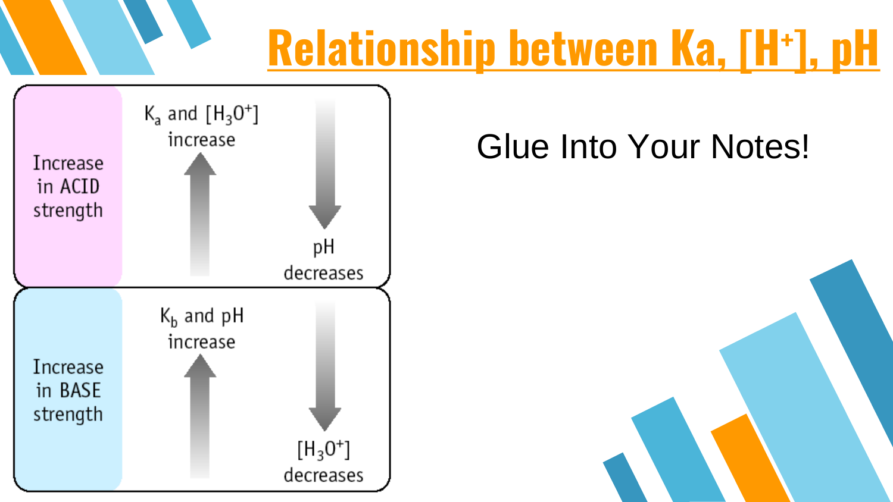# Relationship between Ka, [$H^+$], pH

| | | |
|---|---|---|
| Increase in ACID strength | $K_a$ and [$H_3O^+$] increase ↑ | ↓ pH decreases |
| Increase in BASE strength | $K_b$ and pH increase ↑ | ↓ [$H_3O^+$] decreases |

Glue Into Your Notes!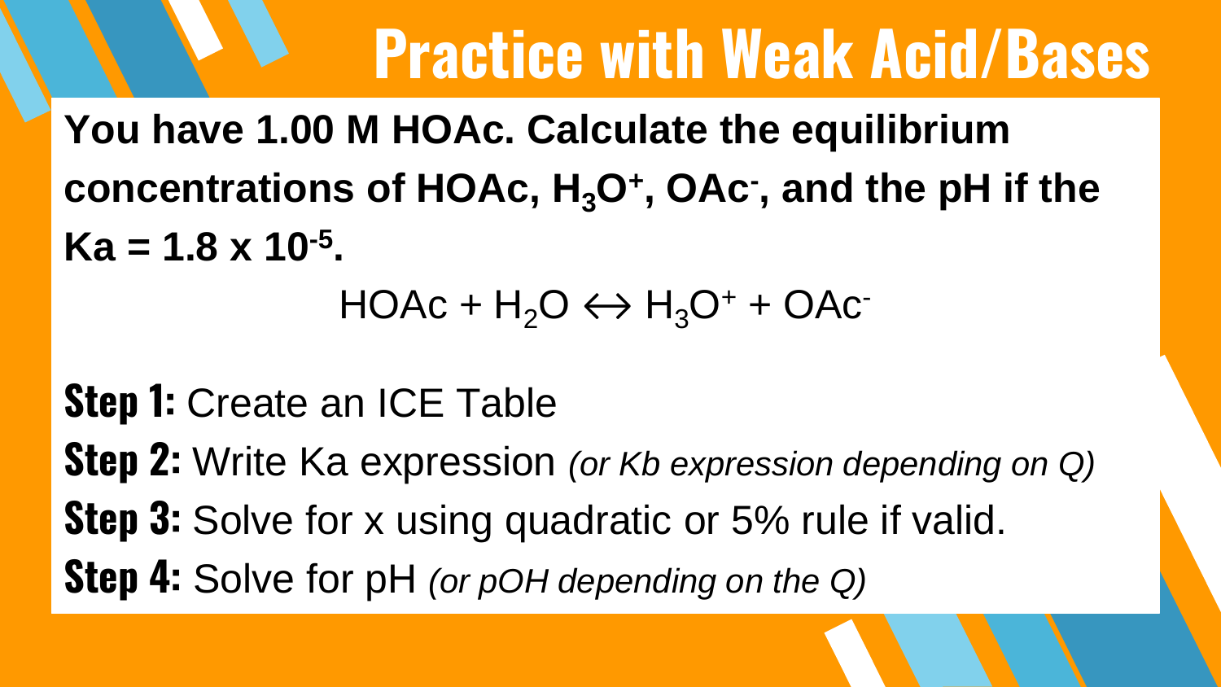# Practice with Weak Acid/Bases

**You have 1.00 M HOAc. Calculate the equilibrium concentrations of HOAc, $H_3O^+$, $OAc^-$, and the pH if the $K_a = 1.8 \times 10^{-5}$.**

$$HOAc + H_2O \leftrightarrow H_3O^+ + OAc^-$$

**Step 1:** Create an ICE Table

**Step 2:** Write Ka expression *(or Kb expression depending on Q)*

**Step 3:** Solve for x using quadratic or 5% rule if valid.

**Step 4:** Solve for pH *(or pOH depending on the Q)*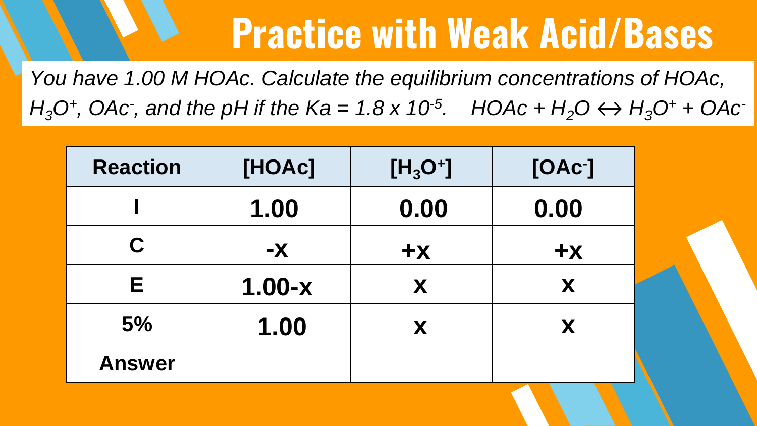# Practice with Weak Acid/Bases

*You have 1.00 M HOAc. Calculate the equilibrium concentrations of HOAc, $H_3O^+$, $OAc^-$, and the pH if the Ka = $1.8 \times 10^{-5}$.*    *$HOAc + H_2O \leftrightarrow H_3O^+ + OAc^-$*

| Reaction | [HOAc] | $[H_3O^+]$ | $[OAc^-]$ |
|---|---|---|---|
| I | 1.00 | 0.00 | 0.00 |
| C | -x | +x | +x |
| E | 1.00-x | x | x |
| 5% | 1.00 | x | x |
| Answer | | | |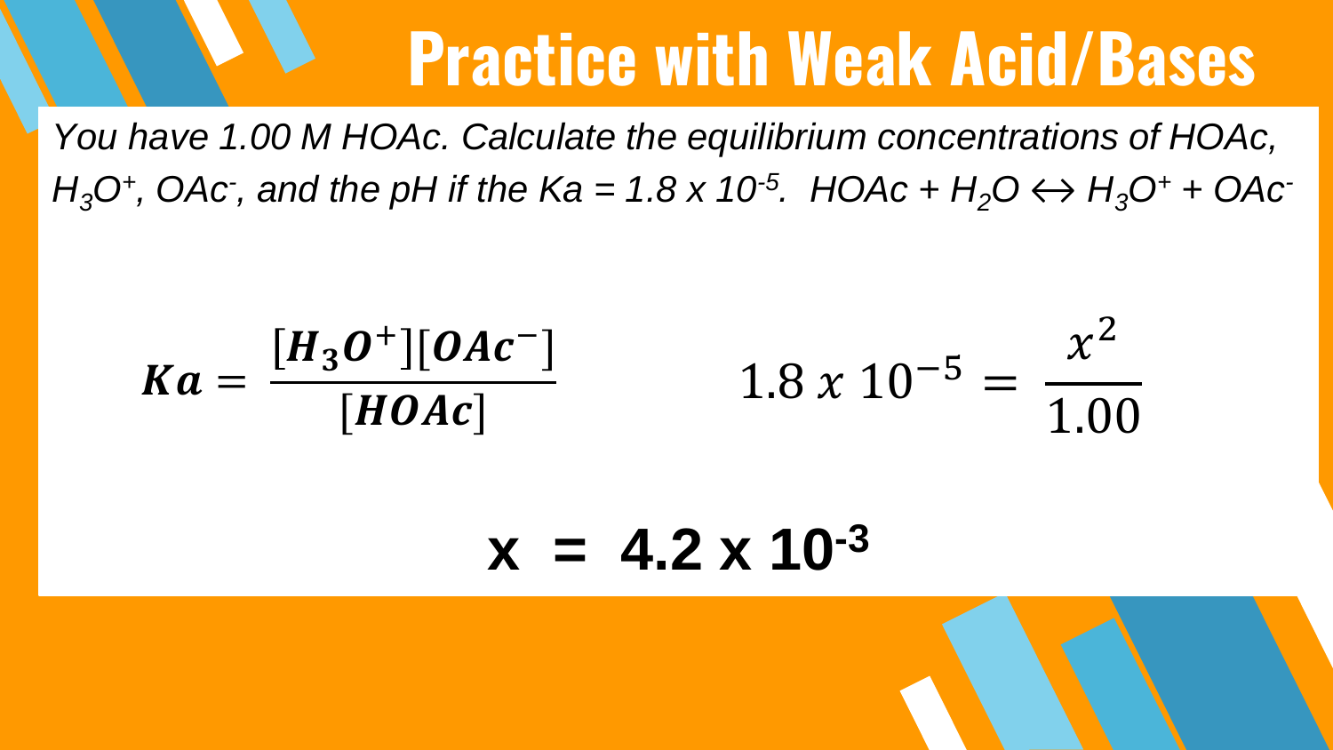# Practice with Weak Acid/Bases

*You have 1.00 M HOAc. Calculate the equilibrium concentrations of HOAc, $H_3O^+$, $OAc^-$, and the pH if the Ka = $1.8 \times 10^{-5}$. HOAc + $H_2O \leftrightarrow H_3O^+ + OAc^-$*

$$Ka = \frac{[H_3O^+][OAc^-]}{[HOAc]} \qquad 1.8 \times 10^{-5} = \frac{x^2}{1.00}$$

$$\mathbf{x = 4.2 \times 10^{-3}}$$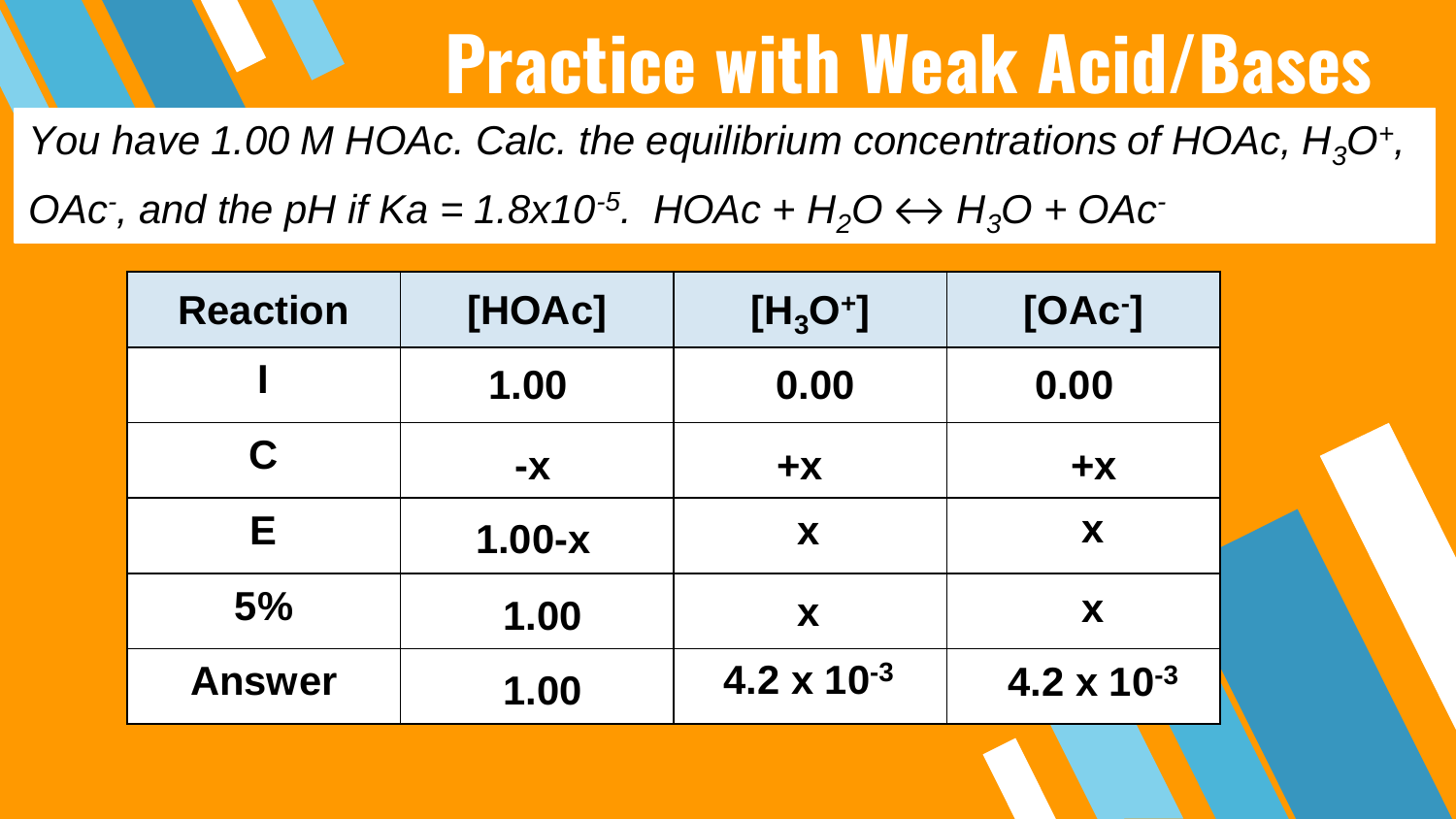# Practice with Weak Acid/Bases

*You have 1.00 M HOAc. Calc. the equilibrium concentrations of HOAc, $H_3O^+$, $OAc^-$, and the pH if $Ka = 1.8x10^{-5}$. $HOAc + H_2O \leftrightarrow H_3O + OAc^-$*

| Reaction | [HOAc] | $[H_3O^+]$ | $[OAc^-]$ |
|---|---|---|---|
| I | 1.00 | 0.00 | 0.00 |
| C | -x | +x | +x |
| E | 1.00-x | x | x |
| 5% | 1.00 | x | x |
| Answer | 1.00 | $4.2 \times 10^{-3}$ | $4.2 \times 10^{-3}$ |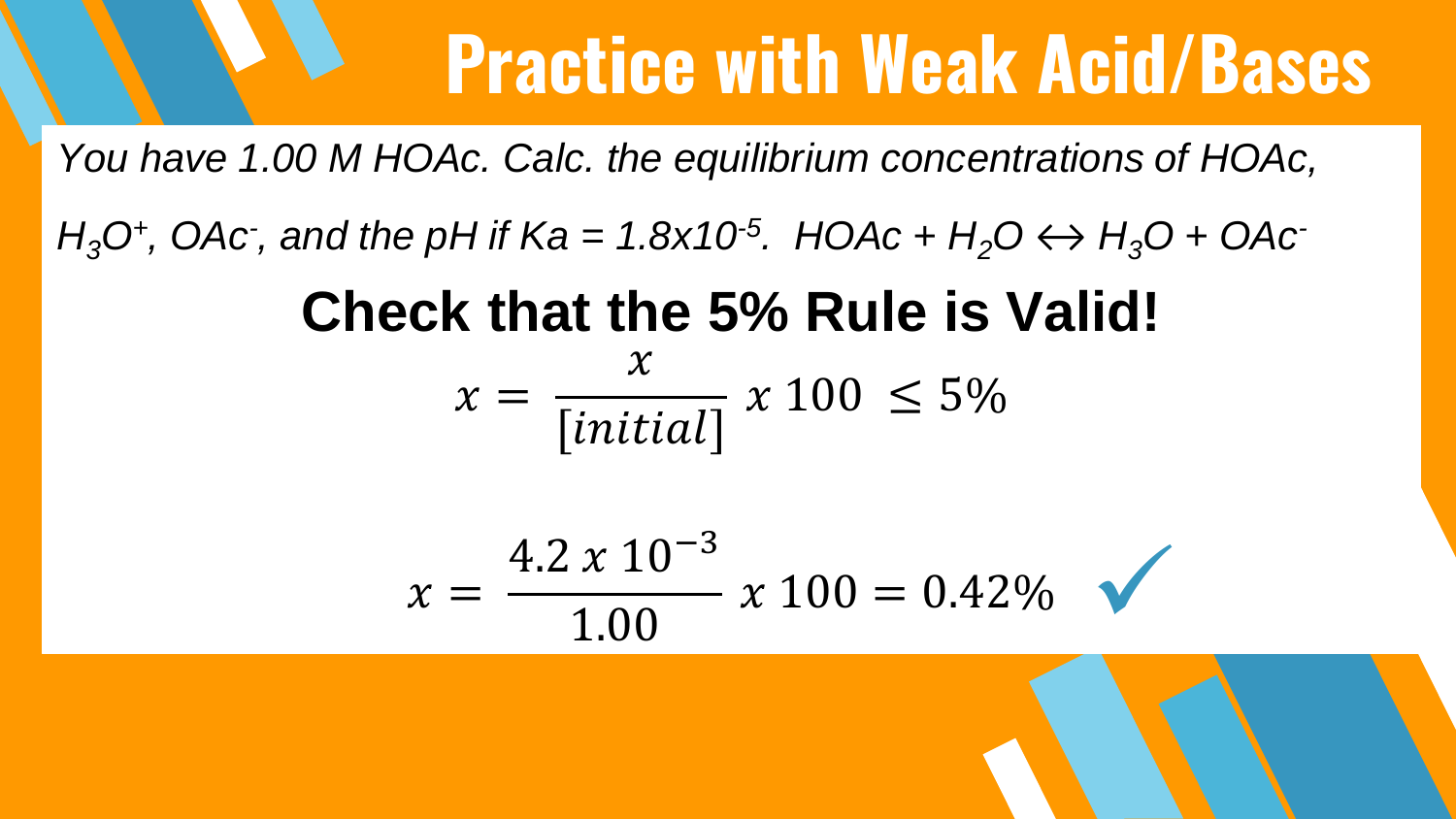# Practice with Weak Acid/Bases

*You have 1.00 M HOAc. Calc. the equilibrium concentrations of HOAc,*

*$H_3O^+$, $OAc^-$, and the pH if Ka = $1.8x10^{-5}$. HOAc + $H_2O$ ↔ $H_3O$ + $OAc^-$*

**Check that the 5% Rule is Valid!**

$$x = \frac{x}{[initial]}\ x\ 100 \ \leq 5\%$$

$$x = \frac{4.2\ x\ 10^{-3}}{1.00}\ x\ 100 = 0.42\% \ \checkmark$$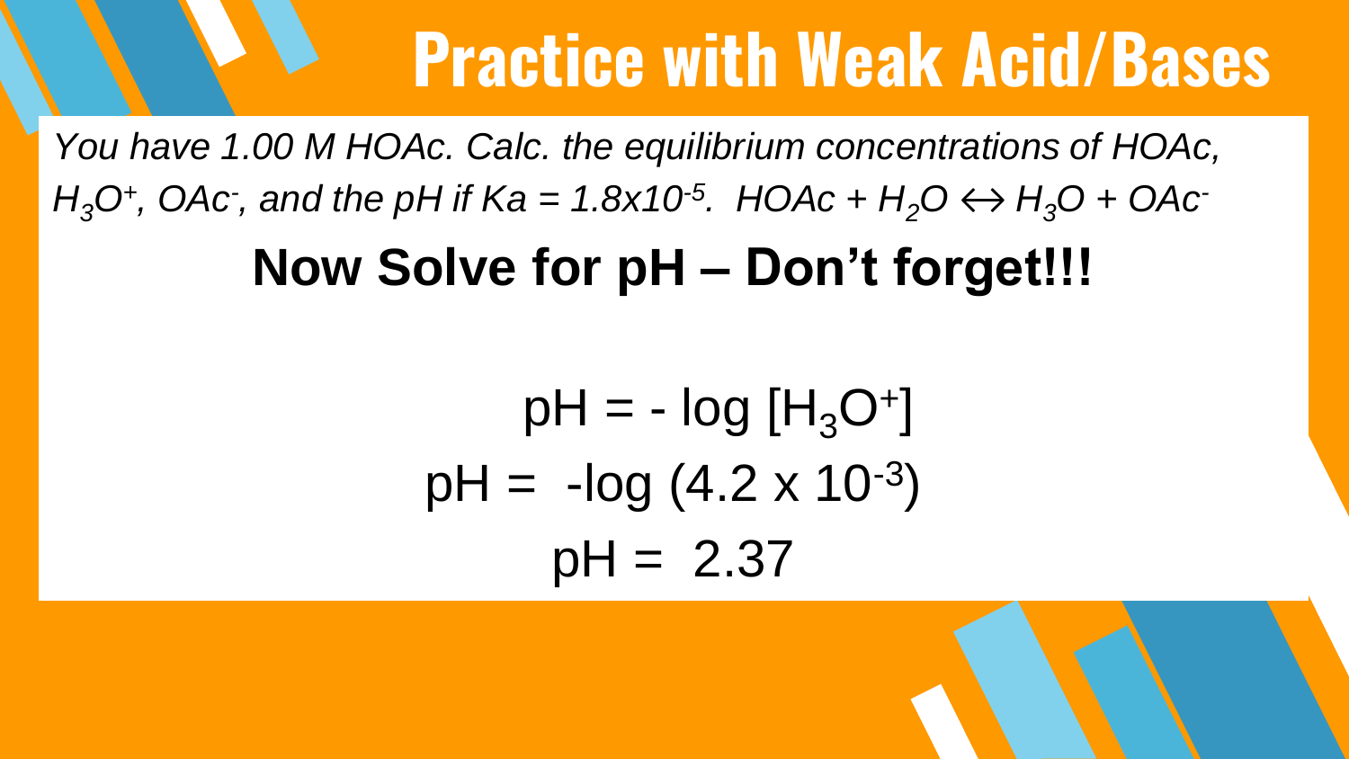# Practice with Weak Acid/Bases

*You have 1.00 M HOAc. Calc. the equilibrium concentrations of HOAc, $H_3O^+$, $OAc^-$, and the pH if $Ka = 1.8x10^{-5}$. $HOAc + H_2O \leftrightarrow H_3O + OAc^-$*

**Now Solve for pH – Don't forget!!!**

$$pH = -\log [H_3O^+]$$

$$pH = -\log (4.2 \times 10^{-3})$$

$$pH = 2.37$$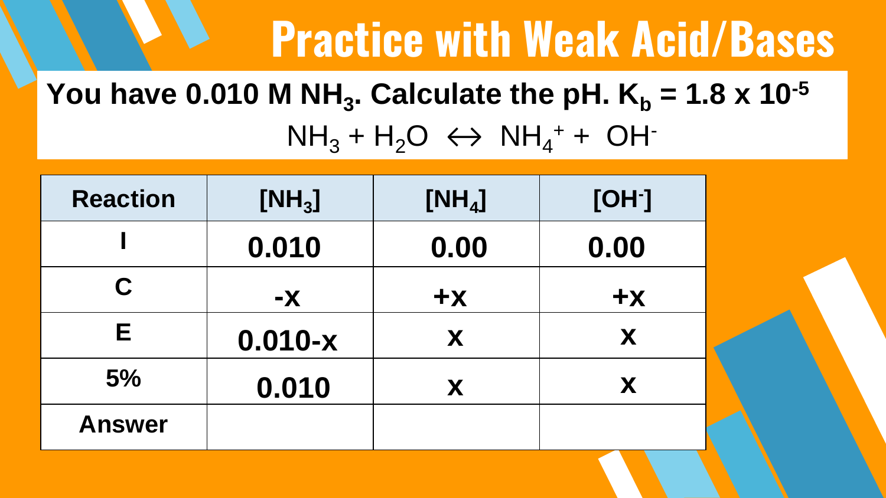# Practice with Weak Acid/Bases

**You have 0.010 M $NH_3$. Calculate the pH. $K_b = 1.8 \times 10^{-5}$**

$$NH_3 + H_2O \leftrightarrow NH_4^+ + OH^-$$

| Reaction | $[NH_3]$ | $[NH_4]$ | $[OH^-]$ |
|---|---|---|---|
| I | 0.010 | 0.00 | 0.00 |
| C | -x | +x | +x |
| E | 0.010-x | x | x |
| 5% | 0.010 | x | x |
| Answer | | | |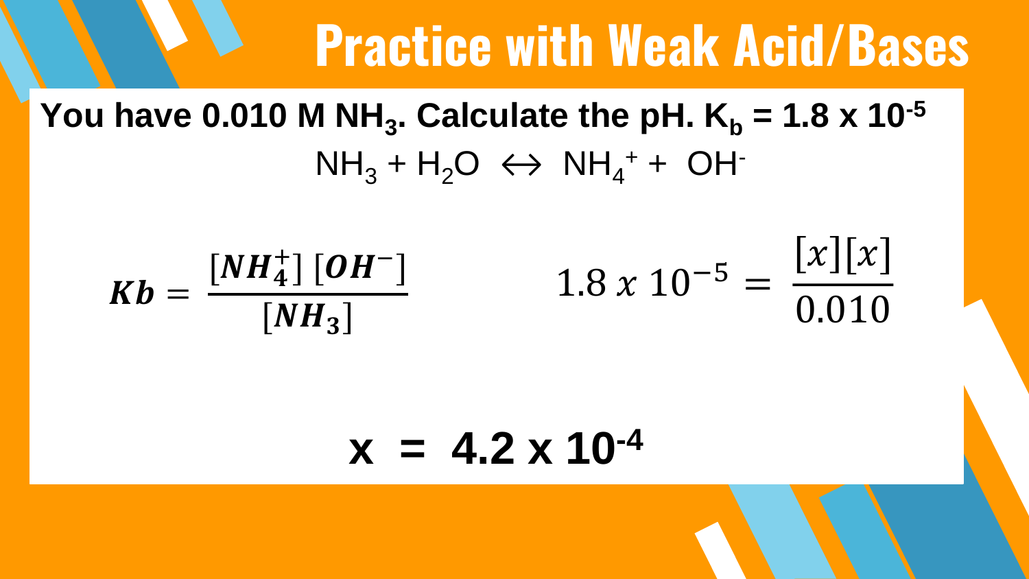# Practice with Weak Acid/Bases

**You have 0.010 M $NH_3$. Calculate the pH. $K_b = 1.8 \times 10^{-5}$**

$$NH_3 + H_2O \leftrightarrow NH_4^+ + OH^-$$

$$Kb = \frac{[NH_4^+]\,[OH^-]}{[NH_3]} \qquad\qquad 1.8 \times 10^{-5} = \frac{[x][x]}{0.010}$$

$$x = 4.2 \times 10^{-4}$$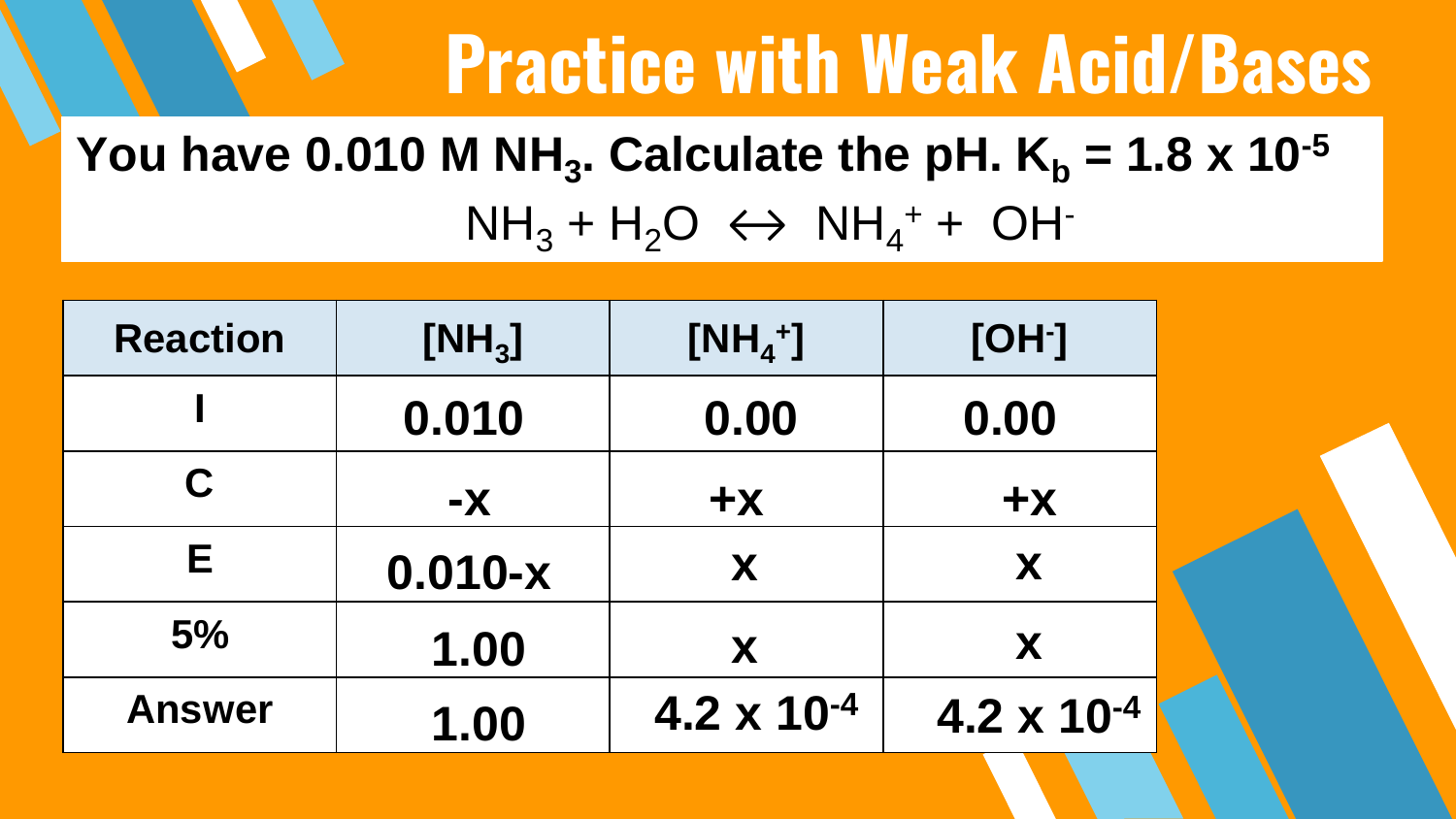# Practice with Weak Acid/Bases

**You have 0.010 M $NH_3$. Calculate the pH. $K_b = 1.8 \times 10^{-5}$**

$$NH_3 + H_2O \leftrightarrow NH_4^+ + OH^-$$

| Reaction | $[NH_3]$ | $[NH_4^+]$ | $[OH^-]$ |
|---|---|---|---|
| I | 0.010 | 0.00 | 0.00 |
| C | -x | +x | +x |
| E | 0.010-x | x | x |
| 5% | 1.00 | x | x |
| Answer | 1.00 | $4.2 \times 10^{-4}$ | $4.2 \times 10^{-4}$ |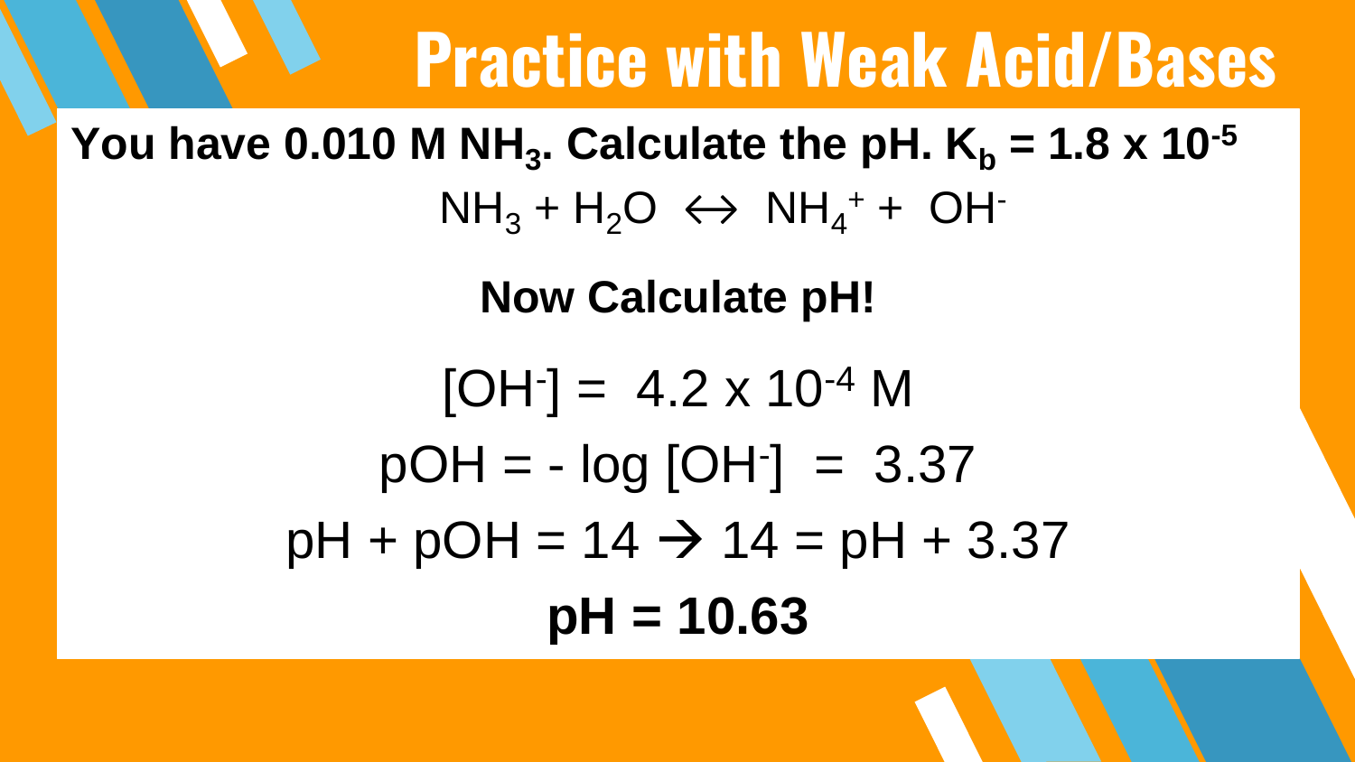# Practice with Weak Acid/Bases

**You have 0.010 M $NH_3$. Calculate the pH. $K_b = 1.8 \times 10^{-5}$**

$$NH_3 + H_2O \leftrightarrow NH_4^+ + OH^-$$

**Now Calculate pH!**

$$[OH^-] = 4.2 \times 10^{-4} \text{ M}$$

$$pOH = -\log [OH^-] = 3.37$$

$$pH + pOH = 14 \rightarrow 14 = pH + 3.37$$

**pH = 10.63**